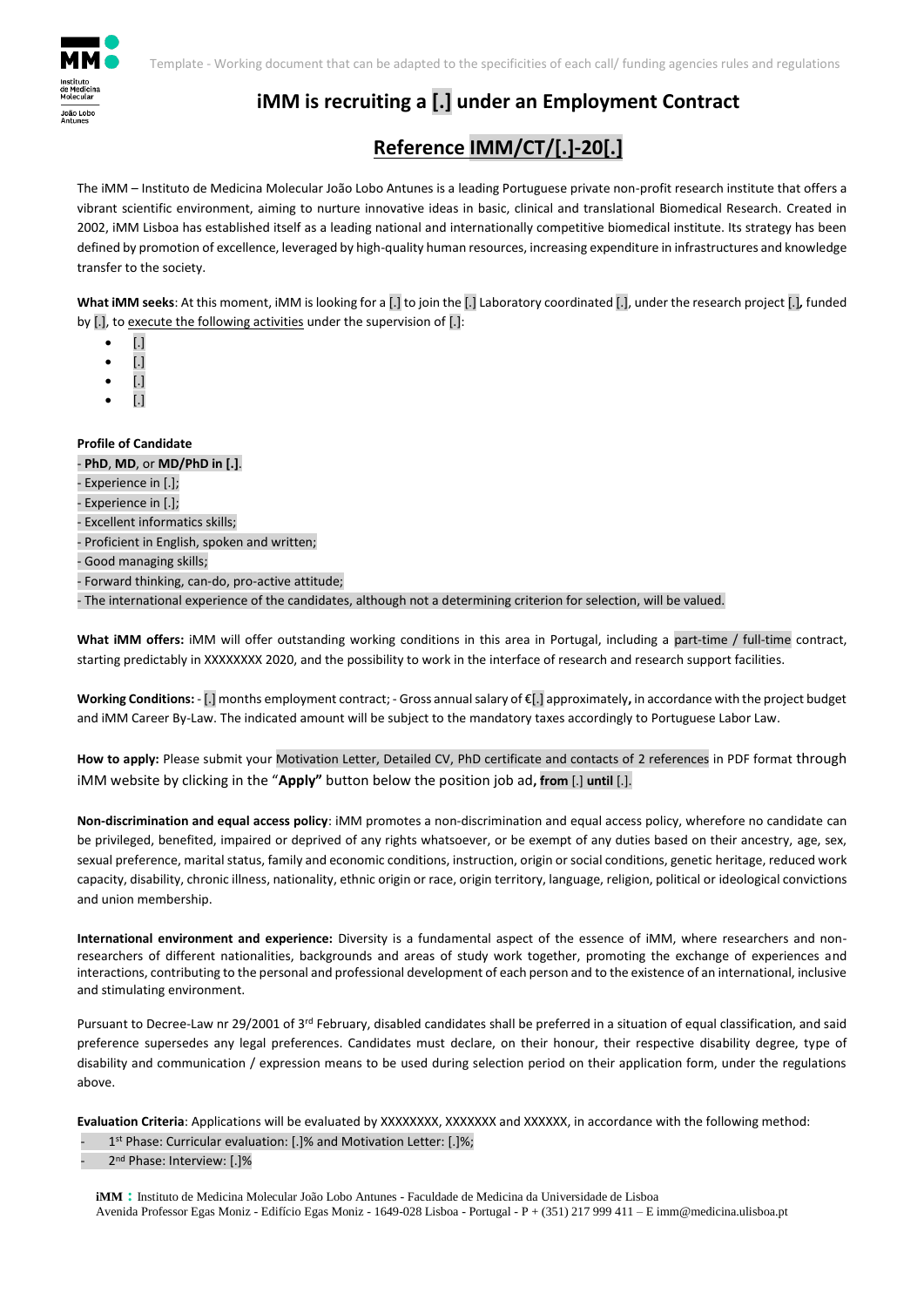Template - Working document that can be adapted to the specificities of each call/ funding agencies rules and regulations

# iMM is recruiting a [.] under an Employment Contract

## Reference IMM/CT/[.]-20[.]

The iMM – Instituto de Medicina Molecular João Lobo Antunes is a leading Portuguese private non-profit research institute that offers a vibrant scientific environment, aiming to nurture innovative ideas in basic, clinical and translational Biomedical Research. Created in 2002, iMM Lisboa has established itself as a leading national and internationally competitive biomedical institute. Its strategy has been defined by promotion of excellence, leveraged by high-quality human resources, increasing expenditure in infrastructures and knowledge transfer to the society.

**What iMM seeks**: At this moment, iMM is looking for a [.] to join the [.] Laboratory coordinated [.], under the research project [.], funded by [.], to execute the following activities under the supervision of [.]:

- [.]
- [.]
- [.]
- [.]

**Profile of Candidate**

- **PhD**, **MD**, or **MD/PhD in [.]**.
- Experience in [.];
- Experience in [.];
- Excellent informatics skills;
- Proficient in English, spoken and written;
- Good managing skills;
- Forward thinking, can-do, pro-active attitude;
- The international experience of the candidates, although not a determining criterion for selection, will be valued.

**What iMM offers:** iMM will offer outstanding working conditions in this area in Portugal, including a part-time / full-time contract, starting predictably in XXXXXXXX 2020, and the possibility to work in the interface of research and research support facilities.

**Working Conditions:** - [.] months employment contract; - Gross annual salary of €[.] approximately**,** in accordance with the project budget and iMM Career By-Law. The indicated amount will be subject to the mandatory taxes accordingly to Portuguese Labor Law.

**How to apply:** Please submit your Motivation Letter, Detailed CV, PhD certificate and contacts of 2 references in PDF format through iMM website by clicking in the "**Apply"** button below the position job ad**, from** [.] **until** [.].

**Non-discrimination and equal access policy**: iMM promotes a non-discrimination and equal access policy, wherefore no candidate can be privileged, benefited, impaired or deprived of any rights whatsoever, or be exempt of any duties based on their ancestry, age, sex, sexual preference, marital status, family and economic conditions, instruction, origin or social conditions, genetic heritage, reduced work capacity, disability, chronic illness, nationality, ethnic origin or race, origin territory, language, religion, political or ideological convictions and union membership.

**International environment and experience:** Diversity is a fundamental aspect of the essence of iMM, where researchers and non-researchers of different nationalities, backgrounds and areas of study work together, promoting the exchange of experiences and interactions, contributing to the personal and professional development of each person and to the existence of an international, inclusive and stimulating environment.

Pursuant to Decree-Law nr 29/2001 of 3rd February, disabled candidates shall be preferred in a situation of equal classification, and said preference supersedes any legal preferences. Candidates must declare, on their honour, their respective disability degree, type of disability and communication / expression means to be used during selection period on their application form, under the regulations above.

**Evaluation Criteria**: Applications will be evaluated by XXXXXXXX, XXXXXXX and XXXXXX, in accordance with the following method:

- 1st Phase: Curricular evaluation: [.]% and Motivation Letter: [.]%;
- 2nd Phase: Interview: [.]%

**iMM :** Instituto de Medicina Molecular João Lobo Antunes - Faculdade de Medicina da Universidade de Lisboa
Avenida Professor Egas Moniz - Edifício Egas Moniz - 1649-028 Lisboa - Portugal - P + (351) 217 999 411 – E imm@medicina.ulisboa.pt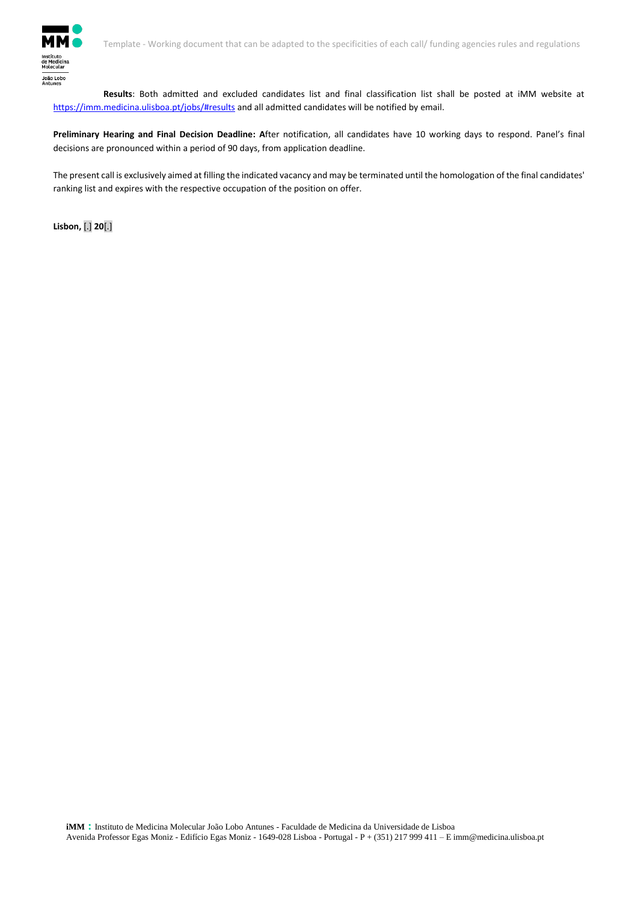**Results**: Both admitted and excluded candidates list and final classification list shall be posted at iMM website at https://imm.medicina.ulisboa.pt/jobs/#results and all admitted candidates will be notified by email.

**Preliminary Hearing and Final Decision Deadline: A**fter notification, all candidates have 10 working days to respond. Panel's final decisions are pronounced within a period of 90 days, from application deadline.

The present call is exclusively aimed at filling the indicated vacancy and may be terminated until the homologation of the final candidates' ranking list and expires with the respective occupation of the position on offer.

**Lisbon,** [.] **20**[.]